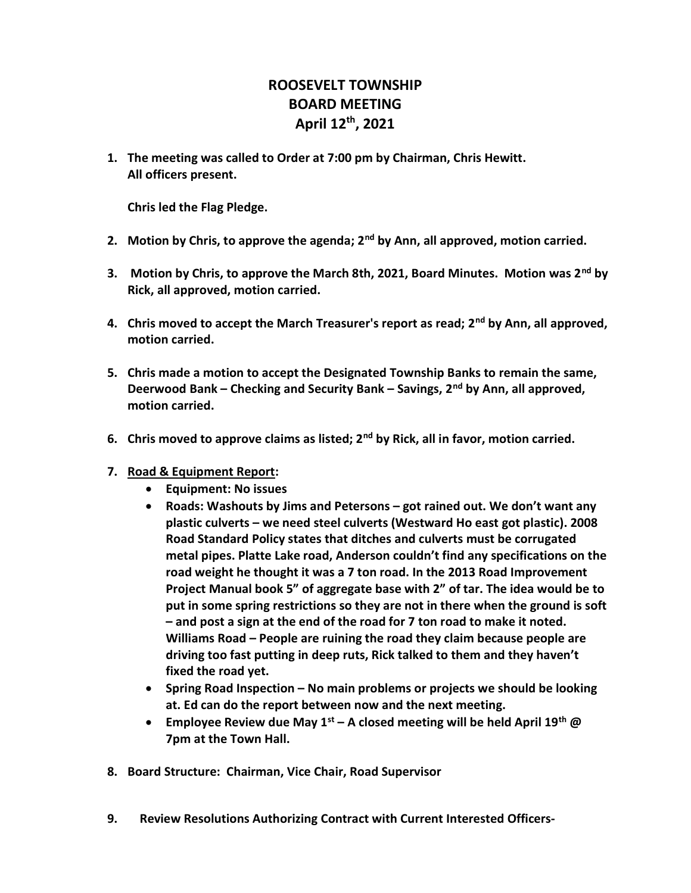# ROOSEVELT TOWNSHIP
# BOARD MEETING
# April 12th, 2021

1. **The meeting was called to Order at 7:00 pm by Chairman, Chris Hewitt. All officers present.**

   **Chris led the Flag Pledge.**

2. **Motion by Chris, to approve the agenda; 2nd by Ann, all approved, motion carried.**

3. **Motion by Chris, to approve the March 8th, 2021, Board Minutes. Motion was 2nd by Rick, all approved, motion carried.**

4. **Chris moved to accept the March Treasurer's report as read; 2nd by Ann, all approved, motion carried.**

5. **Chris made a motion to accept the Designated Township Banks to remain the same, Deerwood Bank – Checking and Security Bank – Savings, 2nd by Ann, all approved, motion carried.**

6. **Chris moved to approve claims as listed; 2nd by Rick, all in favor, motion carried.**

7. **<u>Road & Equipment Report</u>:**
   - **Equipment: No issues**
   - **Roads: Washouts by Jims and Petersons – got rained out. We don't want any plastic culverts – we need steel culverts (Westward Ho east got plastic). 2008 Road Standard Policy states that ditches and culverts must be corrugated metal pipes. Platte Lake road, Anderson couldn't find any specifications on the road weight he thought it was a 7 ton road. In the 2013 Road Improvement Project Manual book 5" of aggregate base with 2" of tar. The idea would be to put in some spring restrictions so they are not in there when the ground is soft – and post a sign at the end of the road for 7 ton road to make it noted. Williams Road – People are ruining the road they claim because people are driving too fast putting in deep ruts, Rick talked to them and they haven't fixed the road yet.**
   - **Spring Road Inspection – No main problems or projects we should be looking at. Ed can do the report between now and the next meeting.**
   - **Employee Review due May 1st – A closed meeting will be held April 19th @ 7pm at the Town Hall.**

8. **Board Structure: Chairman, Vice Chair, Road Supervisor**

9. **Review Resolutions Authorizing Contract with Current Interested Officers-**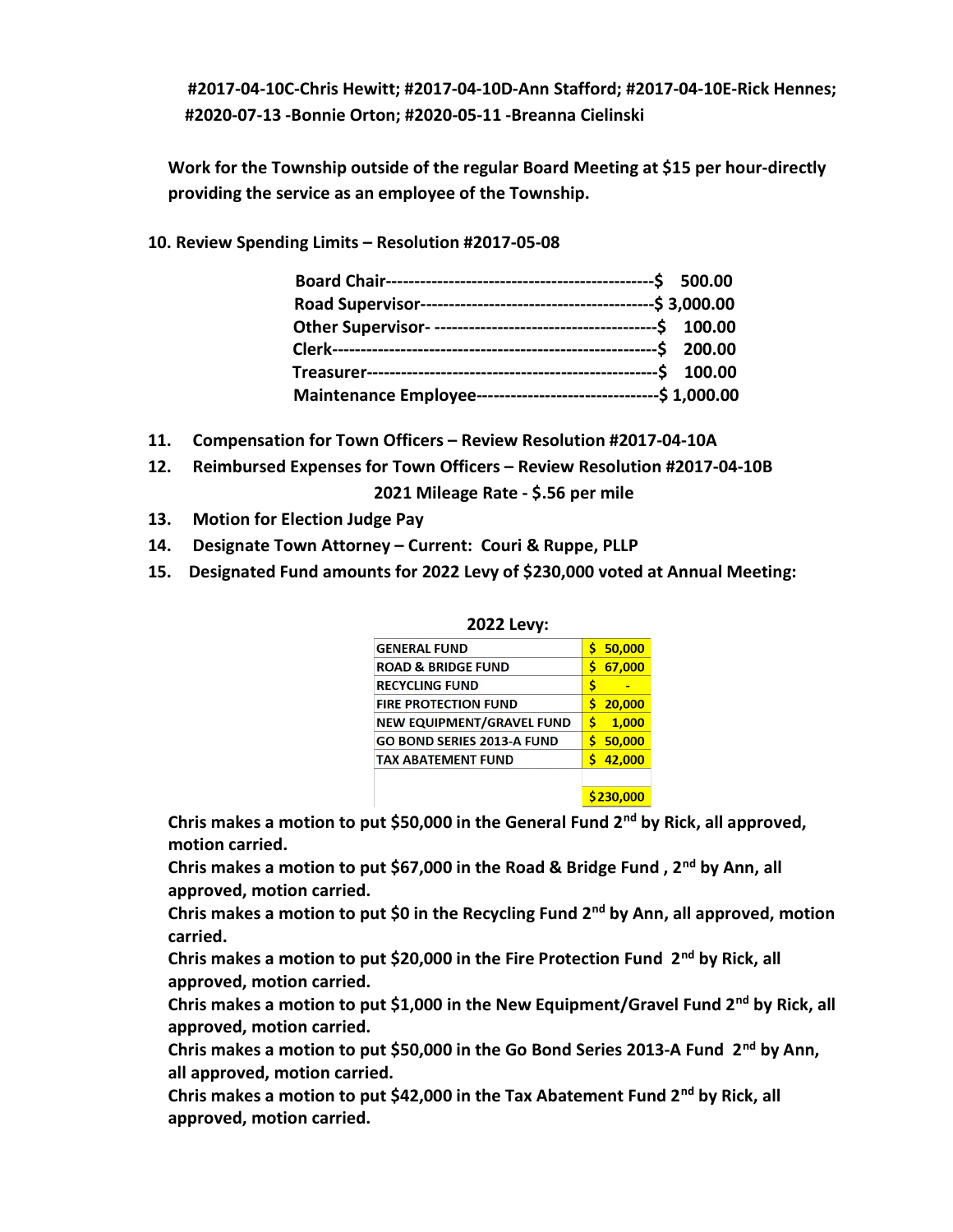**#2017-04-10C-Chris Hewitt; #2017-04-10D-Ann Stafford; #2017-04-10E-Rick Hennes; #2020-07-13 -Bonnie Orton; #2020-05-11 -Breanna Cielinski**

**Work for the Township outside of the regular Board Meeting at $15 per hour-directly providing the service as an employee of the Township.**

**10. Review Spending Limits – Resolution #2017-05-08**

| | |
|---|---|
| **Board Chair** | **$ 500.00** |
| **Road Supervisor** | **$ 3,000.00** |
| **Other Supervisor** | **$ 100.00** |
| **Clerk** | **$ 200.00** |
| **Treasurer** | **$ 100.00** |
| **Maintenance Employee** | **$ 1,000.00** |

**11. Compensation for Town Officers – Review Resolution #2017-04-10A**

**12. Reimbursed Expenses for Town Officers – Review Resolution #2017-04-10B**

**2021 Mileage Rate - $.56 per mile**

**13. Motion for Election Judge Pay**

**14. Designate Town Attorney – Current: Couri & Ruppe, PLLP**

**15. Designated Fund amounts for 2022 Levy of $230,000 voted at Annual Meeting:**

**2022 Levy:**

| | |
|---|---|
| GENERAL FUND | $ 50,000 |
| ROAD & BRIDGE FUND | $ 67,000 |
| RECYCLING FUND | $ - |
| FIRE PROTECTION FUND | $ 20,000 |
| NEW EQUIPMENT/GRAVEL FUND | $ 1,000 |
| GO BOND SERIES 2013-A FUND | $ 50,000 |
| TAX ABATEMENT FUND | $ 42,000 |
| | |
| | $230,000 |

**Chris makes a motion to put $50,000 in the General Fund 2nd by Rick, all approved, motion carried.**

**Chris makes a motion to put $67,000 in the Road & Bridge Fund , 2nd by Ann, all approved, motion carried.**

**Chris makes a motion to put $0 in the Recycling Fund 2nd by Ann, all approved, motion carried.**

**Chris makes a motion to put $20,000 in the Fire Protection Fund 2nd by Rick, all approved, motion carried.**

**Chris makes a motion to put $1,000 in the New Equipment/Gravel Fund 2nd by Rick, all approved, motion carried.**

**Chris makes a motion to put $50,000 in the Go Bond Series 2013-A Fund 2nd by Ann, all approved, motion carried.**

**Chris makes a motion to put $42,000 in the Tax Abatement Fund 2nd by Rick, all approved, motion carried.**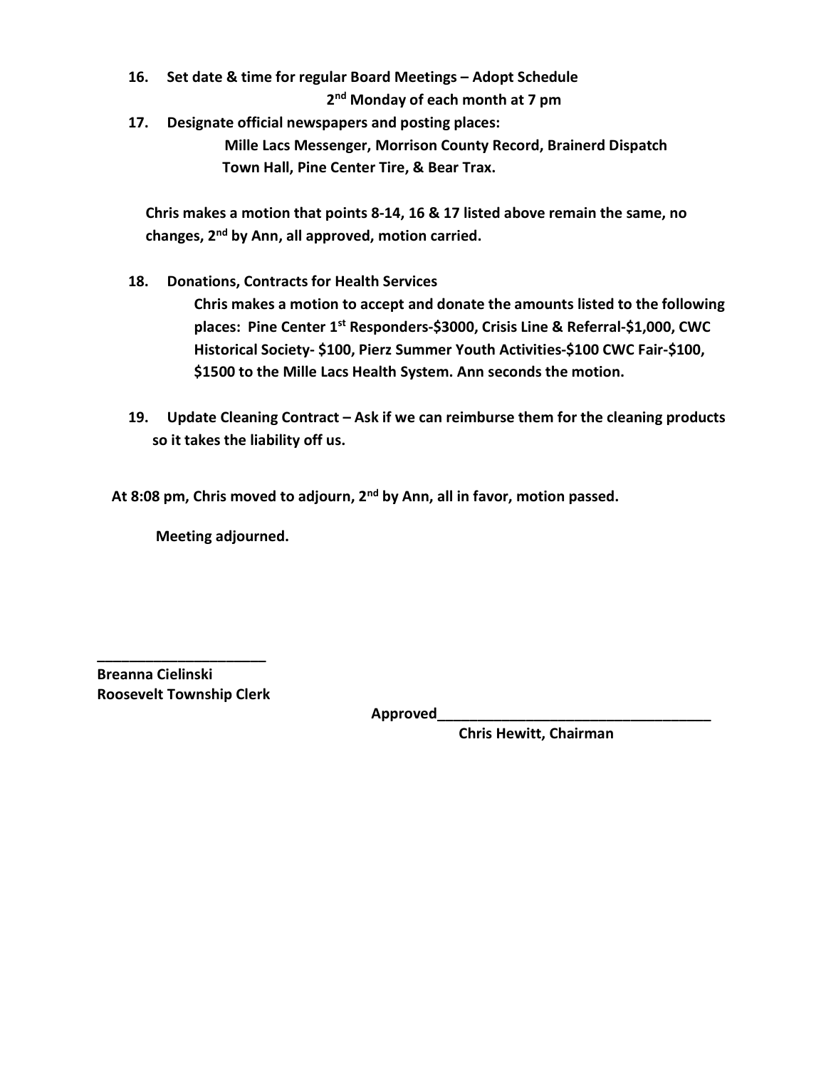**16. Set date & time for regular Board Meetings – Adopt Schedule**

**2nd Monday of each month at 7 pm**

**17. Designate official newspapers and posting places:**

**Mille Lacs Messenger, Morrison County Record, Brainerd Dispatch**

**Town Hall, Pine Center Tire, & Bear Trax.**

**Chris makes a motion that points 8-14, 16 & 17 listed above remain the same, no changes, 2nd by Ann, all approved, motion carried.**

**18. Donations, Contracts for Health Services**

**Chris makes a motion to accept and donate the amounts listed to the following places: Pine Center 1st Responders-$3000, Crisis Line & Referral-$1,000, CWC Historical Society- $100, Pierz Summer Youth Activities-$100 CWC Fair-$100, $1500 to the Mille Lacs Health System. Ann seconds the motion.**

**19. Update Cleaning Contract – Ask if we can reimburse them for the cleaning products so it takes the liability off us.**

**At 8:08 pm, Chris moved to adjourn, 2nd by Ann, all in favor, motion passed.**

**Meeting adjourned.**

**_____________________**

**Breanna Cielinski**

**Roosevelt Township Clerk**

**Approved___________________________________**

**Chris Hewitt, Chairman**